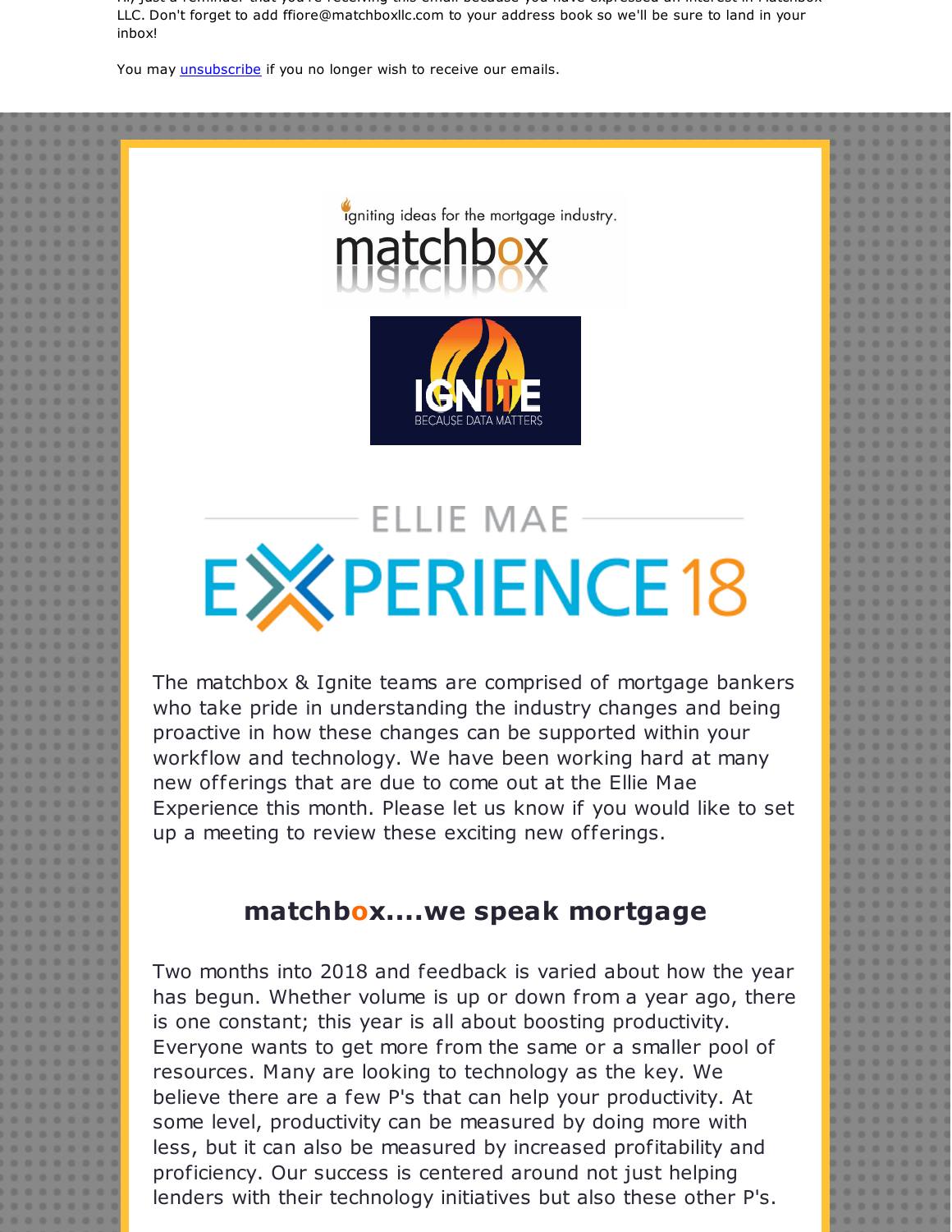LLC. Don't forget to add ffiore@matchboxllc.com to your address book so we'll be sure to land in your inbox!

You may unsubscribe if you no longer wish to receive our emails.

igniting ideas for the mortgage industry.

matchbox

IGNITE
BECAUSE DATA MATTERS

ELLIE MAE
EXPERIENCE 18

The matchbox & Ignite teams are comprised of mortgage bankers who take pride in understanding the industry changes and being proactive in how these changes can be supported within your workflow and technology. We have been working hard at many new offerings that are due to come out at the Ellie Mae Experience this month. Please let us know if you would like to set up a meeting to review these exciting new offerings.

## matchbox....we speak mortgage

Two months into 2018 and feedback is varied about how the year has begun. Whether volume is up or down from a year ago, there is one constant; this year is all about boosting productivity. Everyone wants to get more from the same or a smaller pool of resources. Many are looking to technology as the key. We believe there are a few P's that can help your productivity. At some level, productivity can be measured by doing more with less, but it can also be measured by increased profitability and proficiency. Our success is centered around not just helping lenders with their technology initiatives but also these other P's.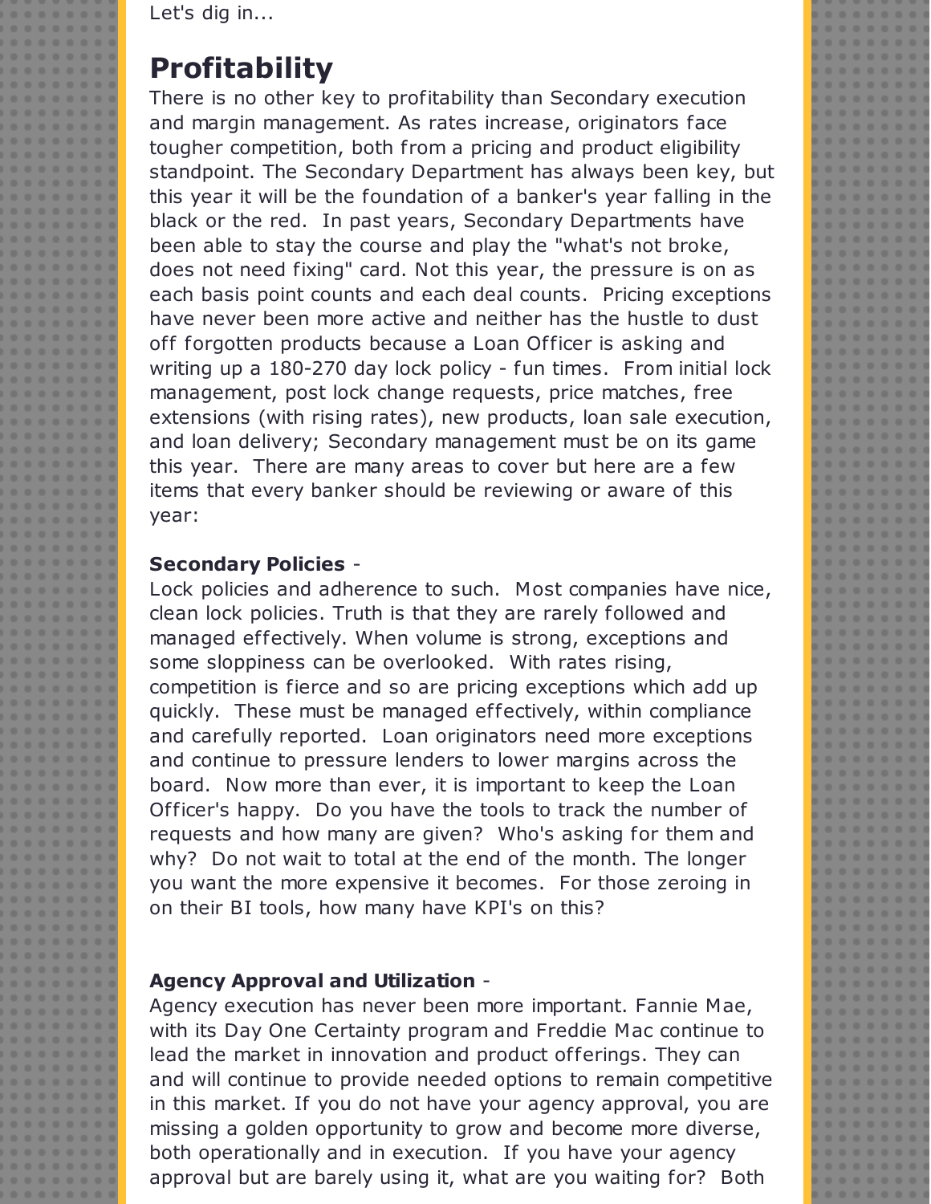Let's dig in...

## Profitability

There is no other key to profitability than Secondary execution and margin management. As rates increase, originators face tougher competition, both from a pricing and product eligibility standpoint. The Secondary Department has always been key, but this year it will be the foundation of a banker's year falling in the black or the red. In past years, Secondary Departments have been able to stay the course and play the "what's not broke, does not need fixing" card. Not this year, the pressure is on as each basis point counts and each deal counts. Pricing exceptions have never been more active and neither has the hustle to dust off forgotten products because a Loan Officer is asking and writing up a 180-270 day lock policy - fun times. From initial lock management, post lock change requests, price matches, free extensions (with rising rates), new products, loan sale execution, and loan delivery; Secondary management must be on its game this year. There are many areas to cover but here are a few items that every banker should be reviewing or aware of this year:

**Secondary Policies** -

Lock policies and adherence to such. Most companies have nice, clean lock policies. Truth is that they are rarely followed and managed effectively. When volume is strong, exceptions and some sloppiness can be overlooked. With rates rising, competition is fierce and so are pricing exceptions which add up quickly. These must be managed effectively, within compliance and carefully reported. Loan originators need more exceptions and continue to pressure lenders to lower margins across the board. Now more than ever, it is important to keep the Loan Officer's happy. Do you have the tools to track the number of requests and how many are given? Who's asking for them and why? Do not wait to total at the end of the month. The longer you want the more expensive it becomes. For those zeroing in on their BI tools, how many have KPI's on this?

**Agency Approval and Utilization** -

Agency execution has never been more important. Fannie Mae, with its Day One Certainty program and Freddie Mac continue to lead the market in innovation and product offerings. They can and will continue to provide needed options to remain competitive in this market. If you do not have your agency approval, you are missing a golden opportunity to grow and become more diverse, both operationally and in execution. If you have your agency approval but are barely using it, what are you waiting for? Both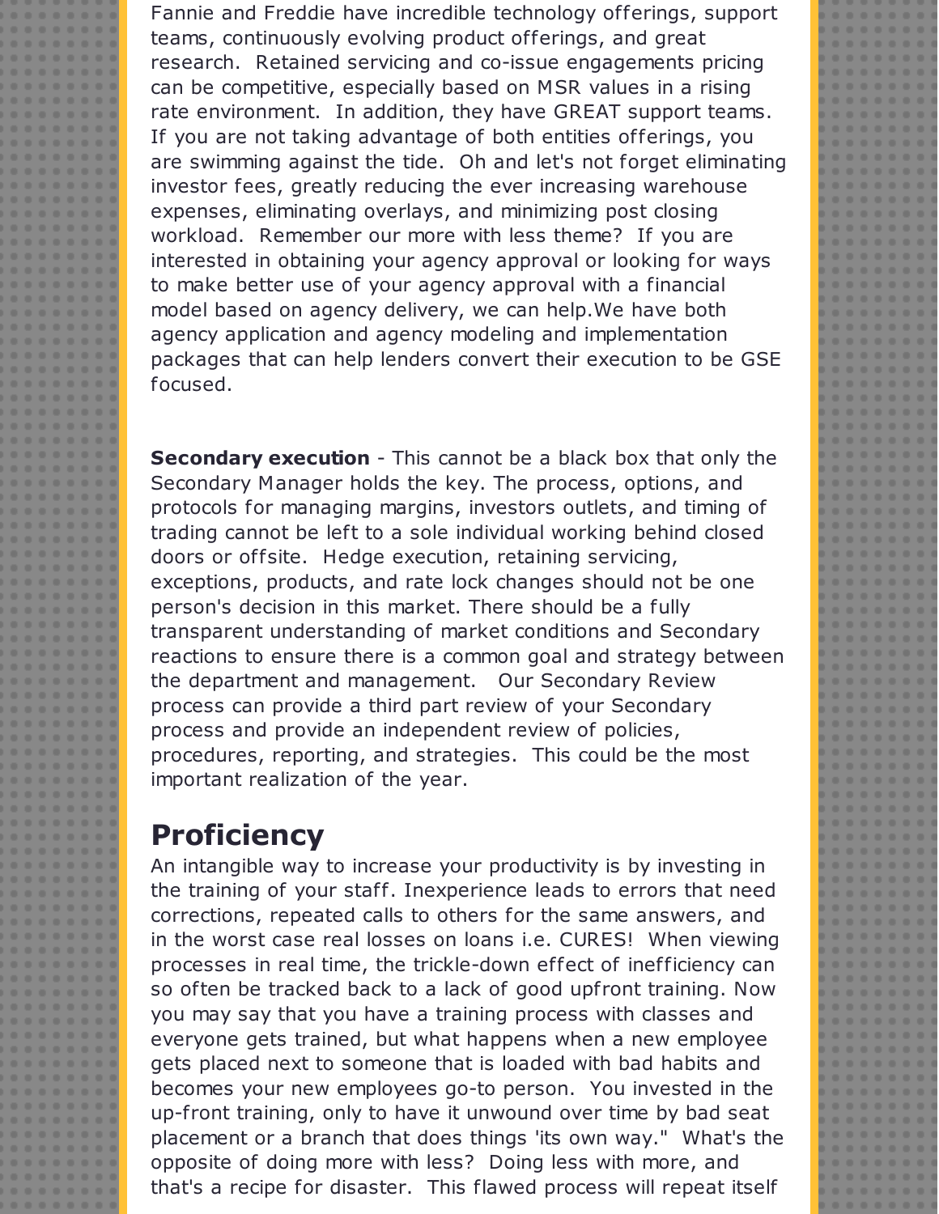Fannie and Freddie have incredible technology offerings, support teams, continuously evolving product offerings, and great research. Retained servicing and co-issue engagements pricing can be competitive, especially based on MSR values in a rising rate environment. In addition, they have GREAT support teams. If you are not taking advantage of both entities offerings, you are swimming against the tide. Oh and let's not forget eliminating investor fees, greatly reducing the ever increasing warehouse expenses, eliminating overlays, and minimizing post closing workload. Remember our more with less theme? If you are interested in obtaining your agency approval or looking for ways to make better use of your agency approval with a financial model based on agency delivery, we can help.We have both agency application and agency modeling and implementation packages that can help lenders convert their execution to be GSE focused.

**Secondary execution** - This cannot be a black box that only the Secondary Manager holds the key. The process, options, and protocols for managing margins, investors outlets, and timing of trading cannot be left to a sole individual working behind closed doors or offsite. Hedge execution, retaining servicing, exceptions, products, and rate lock changes should not be one person's decision in this market. There should be a fully transparent understanding of market conditions and Secondary reactions to ensure there is a common goal and strategy between the department and management. Our Secondary Review process can provide a third part review of your Secondary process and provide an independent review of policies, procedures, reporting, and strategies. This could be the most important realization of the year.

## Proficiency

An intangible way to increase your productivity is by investing in the training of your staff. Inexperience leads to errors that need corrections, repeated calls to others for the same answers, and in the worst case real losses on loans i.e. CURES! When viewing processes in real time, the trickle-down effect of inefficiency can so often be tracked back to a lack of good upfront training. Now you may say that you have a training process with classes and everyone gets trained, but what happens when a new employee gets placed next to someone that is loaded with bad habits and becomes your new employees go-to person. You invested in the up-front training, only to have it unwound over time by bad seat placement or a branch that does things 'its own way." What's the opposite of doing more with less? Doing less with more, and that's a recipe for disaster. This flawed process will repeat itself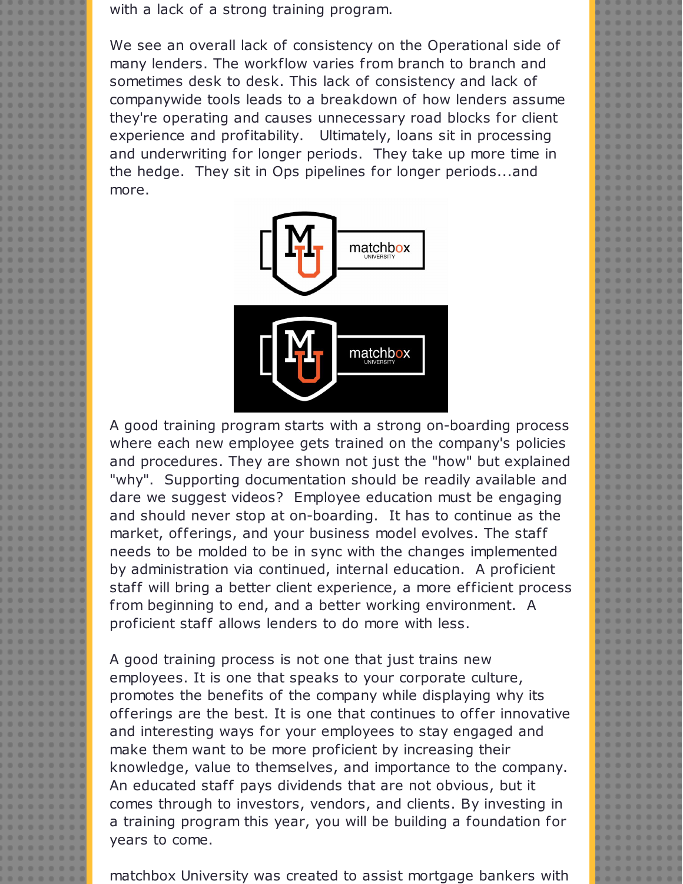with a lack of a strong training program.

We see an overall lack of consistency on the Operational side of many lenders. The workflow varies from branch to branch and sometimes desk to desk. This lack of consistency and lack of companywide tools leads to a breakdown of how lenders assume they're operating and causes unnecessary road blocks for client experience and profitability. Ultimately, loans sit in processing and underwriting for longer periods. They take up more time in the hedge. They sit in Ops pipelines for longer periods...and more.

A good training program starts with a strong on-boarding process where each new employee gets trained on the company's policies and procedures. They are shown not just the "how" but explained "why". Supporting documentation should be readily available and dare we suggest videos? Employee education must be engaging and should never stop at on-boarding. It has to continue as the market, offerings, and your business model evolves. The staff needs to be molded to be in sync with the changes implemented by administration via continued, internal education. A proficient staff will bring a better client experience, a more efficient process from beginning to end, and a better working environment. A proficient staff allows lenders to do more with less.

A good training process is not one that just trains new employees. It is one that speaks to your corporate culture, promotes the benefits of the company while displaying why its offerings are the best. It is one that continues to offer innovative and interesting ways for your employees to stay engaged and make them want to be more proficient by increasing their knowledge, value to themselves, and importance to the company. An educated staff pays dividends that are not obvious, but it comes through to investors, vendors, and clients. By investing in a training program this year, you will be building a foundation for years to come.

matchbox University was created to assist mortgage bankers with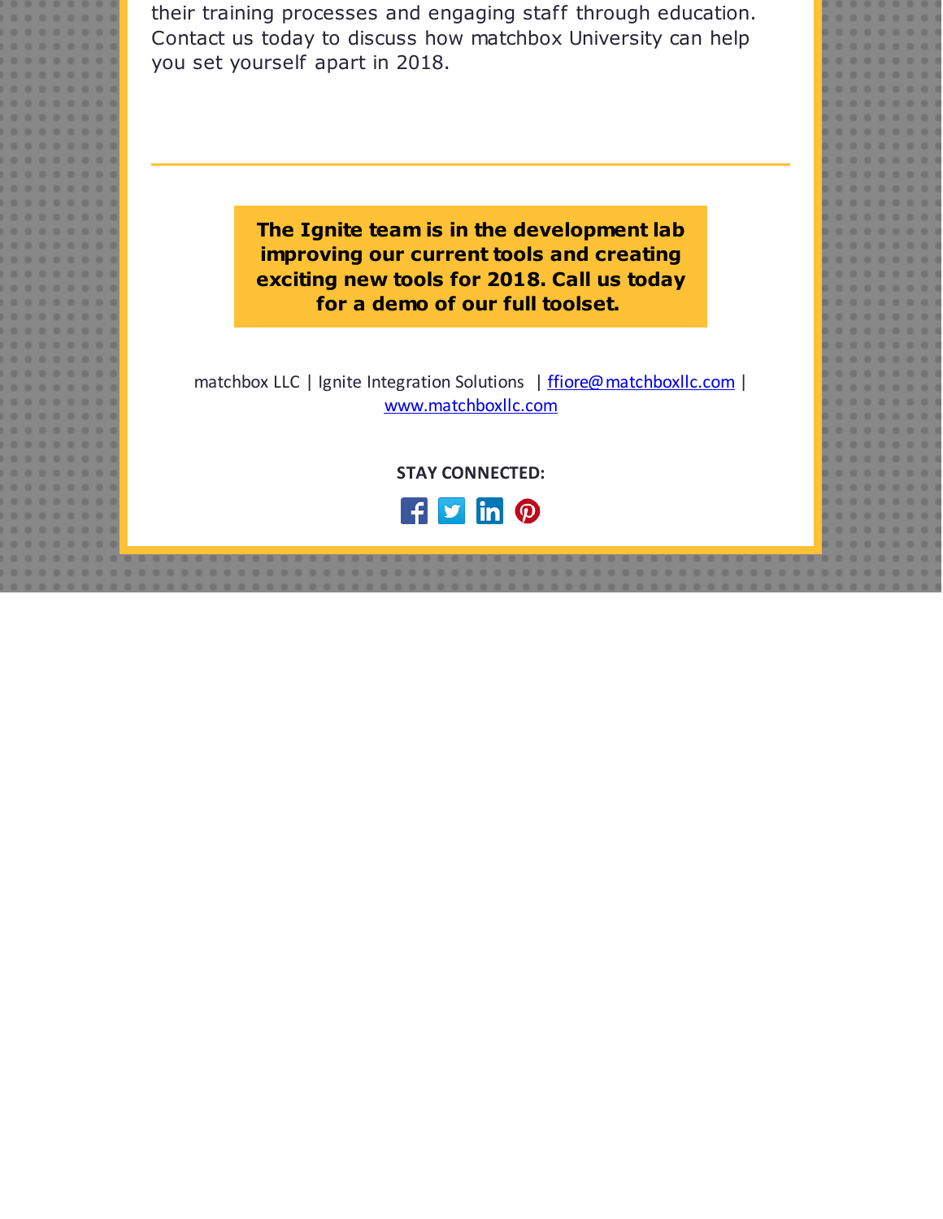their training processes and engaging staff through education. Contact us today to discuss how matchbox University can help you set yourself apart in 2018.

---

**The Ignite team is in the development lab improving our current tools and creating exciting new tools for 2018. Call us today for a demo of our full toolset.**

matchbox LLC | Ignite Integration Solutions | ffiore@matchboxllc.com | www.matchboxllc.com

**STAY CONNECTED:**